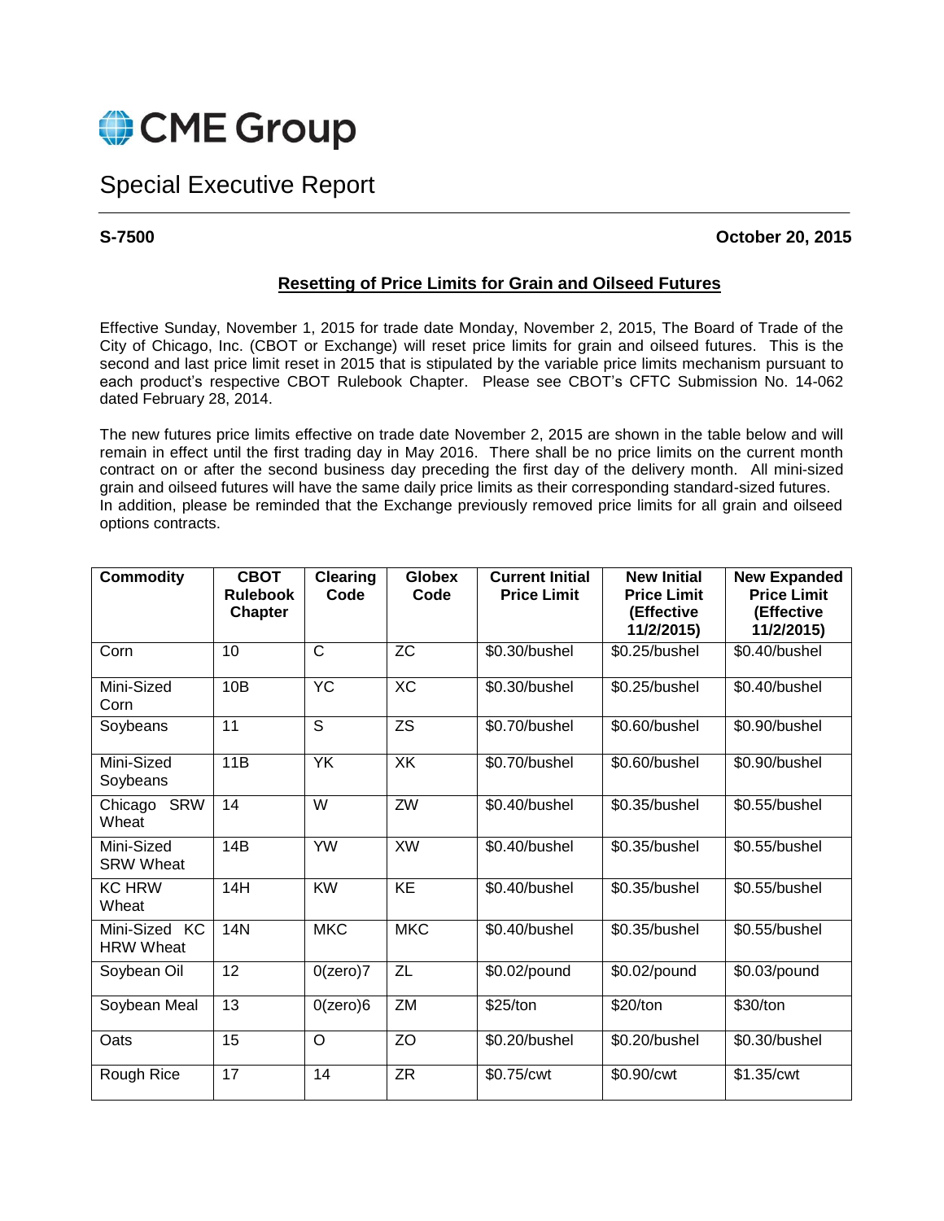CME Group

# Special Executive Report

**S-7500** **October 20, 2015**

## Resetting of Price Limits for Grain and Oilseed Futures

Effective Sunday, November 1, 2015 for trade date Monday, November 2, 2015, The Board of Trade of the City of Chicago, Inc. (CBOT or Exchange) will reset price limits for grain and oilseed futures. This is the second and last price limit reset in 2015 that is stipulated by the variable price limits mechanism pursuant to each product's respective CBOT Rulebook Chapter. Please see CBOT's CFTC Submission No. 14-062 dated February 28, 2014.

The new futures price limits effective on trade date November 2, 2015 are shown in the table below and will remain in effect until the first trading day in May 2016. There shall be no price limits on the current month contract on or after the second business day preceding the first day of the delivery month. All mini-sized grain and oilseed futures will have the same daily price limits as their corresponding standard-sized futures. In addition, please be reminded that the Exchange previously removed price limits for all grain and oilseed options contracts.

| Commodity | CBOT Rulebook Chapter | Clearing Code | Globex Code | Current Initial Price Limit | New Initial Price Limit (Effective 11/2/2015) | New Expanded Price Limit (Effective 11/2/2015) |
|---|---|---|---|---|---|---|
| Corn | 10 | C | ZC | $0.30/bushel | $0.25/bushel | $0.40/bushel |
| Mini-Sized Corn | 10B | YC | XC | $0.30/bushel | $0.25/bushel | $0.40/bushel |
| Soybeans | 11 | S | ZS | $0.70/bushel | $0.60/bushel | $0.90/bushel |
| Mini-Sized Soybeans | 11B | YK | XK | $0.70/bushel | $0.60/bushel | $0.90/bushel |
| Chicago SRW Wheat | 14 | W | ZW | $0.40/bushel | $0.35/bushel | $0.55/bushel |
| Mini-Sized SRW Wheat | 14B | YW | XW | $0.40/bushel | $0.35/bushel | $0.55/bushel |
| KC HRW Wheat | 14H | KW | KE | $0.40/bushel | $0.35/bushel | $0.55/bushel |
| Mini-Sized KC HRW Wheat | 14N | MKC | MKC | $0.40/bushel | $0.35/bushel | $0.55/bushel |
| Soybean Oil | 12 | 0(zero)7 | ZL | $0.02/pound | $0.02/pound | $0.03/pound |
| Soybean Meal | 13 | 0(zero)6 | ZM | $25/ton | $20/ton | $30/ton |
| Oats | 15 | O | ZO | $0.20/bushel | $0.20/bushel | $0.30/bushel |
| Rough Rice | 17 | 14 | ZR | $0.75/cwt | $0.90/cwt | $1.35/cwt |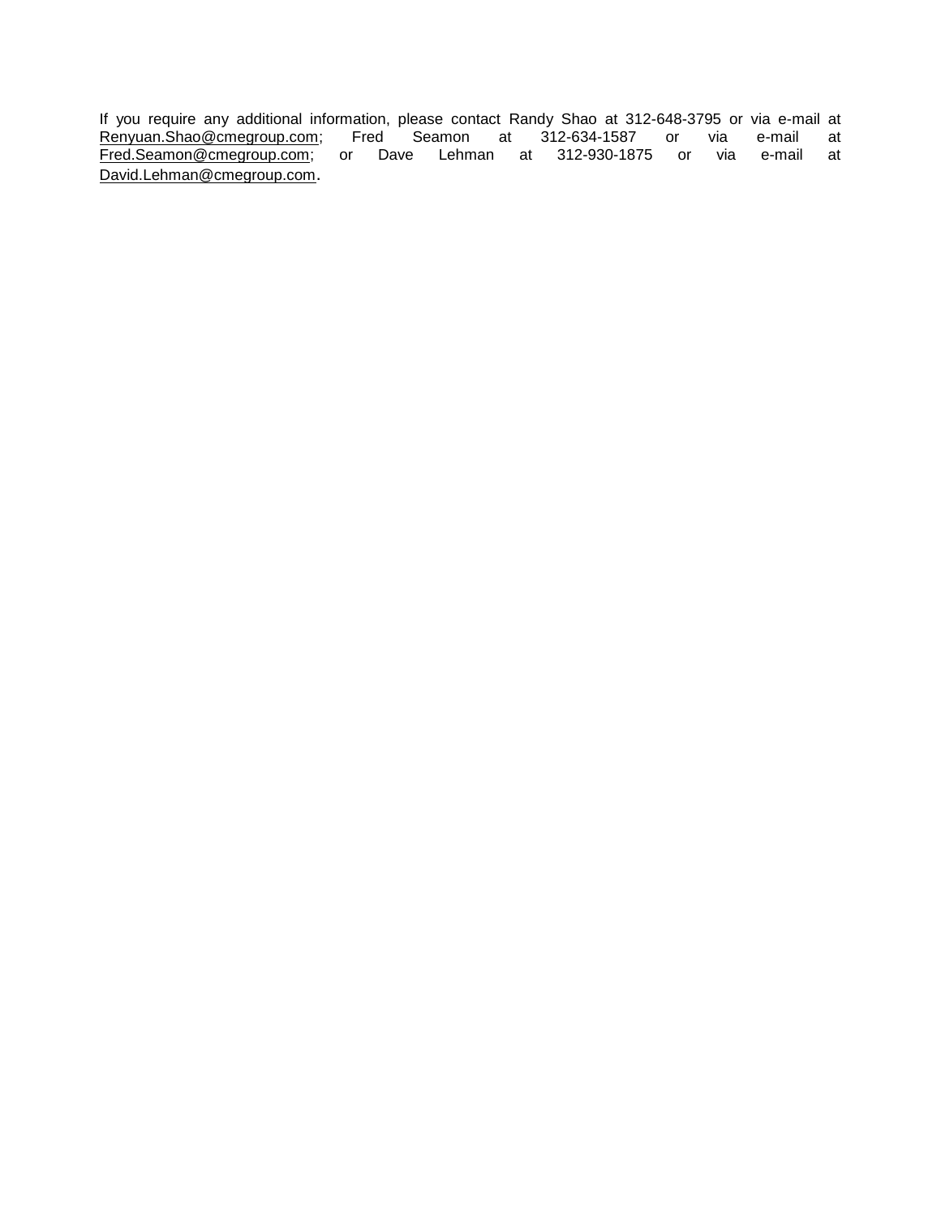If you require any additional information, please contact Randy Shao at 312-648-3795 or via e-mail at Renyuan.Shao@cmegroup.com; Fred Seamon at 312-634-1587 or via e-mail at Fred.Seamon@cmegroup.com; or Dave Lehman at 312-930-1875 or via e-mail at David.Lehman@cmegroup.com.